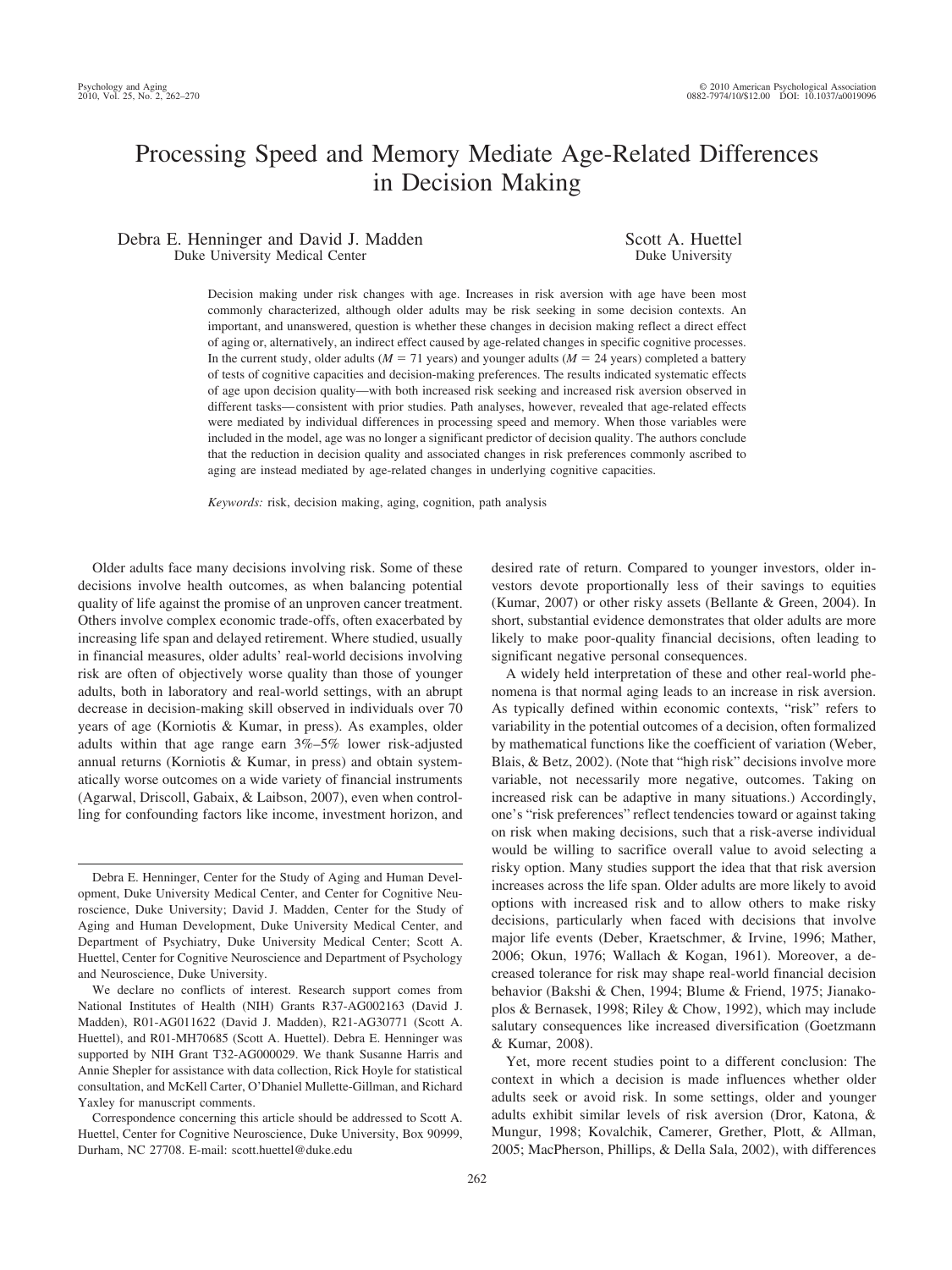# Processing Speed and Memory Mediate Age-Related Differences in Decision Making

Debra E. Henninger and David J. Madden
Duke University Medical Center

Scott A. Huettel
Duke University

Decision making under risk changes with age. Increases in risk aversion with age have been most commonly characterized, although older adults may be risk seeking in some decision contexts. An important, and unanswered, question is whether these changes in decision making reflect a direct effect of aging or, alternatively, an indirect effect caused by age-related changes in specific cognitive processes. In the current study, older adults ($M = 71$ years) and younger adults ($M = 24$ years) completed a battery of tests of cognitive capacities and decision-making preferences. The results indicated systematic effects of age upon decision quality—with both increased risk seeking and increased risk aversion observed in different tasks—consistent with prior studies. Path analyses, however, revealed that age-related effects were mediated by individual differences in processing speed and memory. When those variables were included in the model, age was no longer a significant predictor of decision quality. The authors conclude that the reduction in decision quality and associated changes in risk preferences commonly ascribed to aging are instead mediated by age-related changes in underlying cognitive capacities.

*Keywords:* risk, decision making, aging, cognition, path analysis

Older adults face many decisions involving risk. Some of these decisions involve health outcomes, as when balancing potential quality of life against the promise of an unproven cancer treatment. Others involve complex economic trade-offs, often exacerbated by increasing life span and delayed retirement. Where studied, usually in financial measures, older adults' real-world decisions involving risk are often of objectively worse quality than those of younger adults, both in laboratory and real-world settings, with an abrupt decrease in decision-making skill observed in individuals over 70 years of age (Korniotis & Kumar, in press). As examples, older adults within that age range earn 3%–5% lower risk-adjusted annual returns (Korniotis & Kumar, in press) and obtain systematically worse outcomes on a wide variety of financial instruments (Agarwal, Driscoll, Gabaix, & Laibson, 2007), even when controlling for confounding factors like income, investment horizon, and desired rate of return. Compared to younger investors, older investors devote proportionally less of their savings to equities (Kumar, 2007) or other risky assets (Bellante & Green, 2004). In short, substantial evidence demonstrates that older adults are more likely to make poor-quality financial decisions, often leading to significant negative personal consequences.

A widely held interpretation of these and other real-world phenomena is that normal aging leads to an increase in risk aversion. As typically defined within economic contexts, "risk" refers to variability in the potential outcomes of a decision, often formalized by mathematical functions like the coefficient of variation (Weber, Blais, & Betz, 2002). (Note that "high risk" decisions involve more variable, not necessarily more negative, outcomes. Taking on increased risk can be adaptive in many situations.) Accordingly, one's "risk preferences" reflect tendencies toward or against taking on risk when making decisions, such that a risk-averse individual would be willing to sacrifice overall value to avoid selecting a risky option. Many studies support the idea that that risk aversion increases across the life span. Older adults are more likely to avoid options with increased risk and to allow others to make risky decisions, particularly when faced with decisions that involve major life events (Deber, Kraetschmer, & Irvine, 1996; Mather, 2006; Okun, 1976; Wallach & Kogan, 1961). Moreover, a decreased tolerance for risk may shape real-world financial decision behavior (Bakshi & Chen, 1994; Blume & Friend, 1975; Jianakoplos & Bernasek, 1998; Riley & Chow, 1992), which may include salutary consequences like increased diversification (Goetzmann & Kumar, 2008).

Yet, more recent studies point to a different conclusion: The context in which a decision is made influences whether older adults seek or avoid risk. In some settings, older and younger adults exhibit similar levels of risk aversion (Dror, Katona, & Mungur, 1998; Kovalchik, Camerer, Grether, Plott, & Allman, 2005; MacPherson, Phillips, & Della Sala, 2002), with differences

Debra E. Henninger, Center for the Study of Aging and Human Development, Duke University Medical Center, and Center for Cognitive Neuroscience, Duke University; David J. Madden, Center for the Study of Aging and Human Development, Duke University Medical Center, and Department of Psychiatry, Duke University Medical Center; Scott A. Huettel, Center for Cognitive Neuroscience and Department of Psychology and Neuroscience, Duke University.

We declare no conflicts of interest. Research support comes from National Institutes of Health (NIH) Grants R37-AG002163 (David J. Madden), R01-AG011622 (David J. Madden), R21-AG30771 (Scott A. Huettel), and R01-MH70685 (Scott A. Huettel). Debra E. Henninger was supported by NIH Grant T32-AG000029. We thank Susanne Harris and Annie Shepler for assistance with data collection, Rick Hoyle for statistical consultation, and McKell Carter, O'Dhaniel Mullette-Gillman, and Richard Yaxley for manuscript comments.

Correspondence concerning this article should be addressed to Scott A. Huettel, Center for Cognitive Neuroscience, Duke University, Box 90999, Durham, NC 27708. E-mail: scott.huettel@duke.edu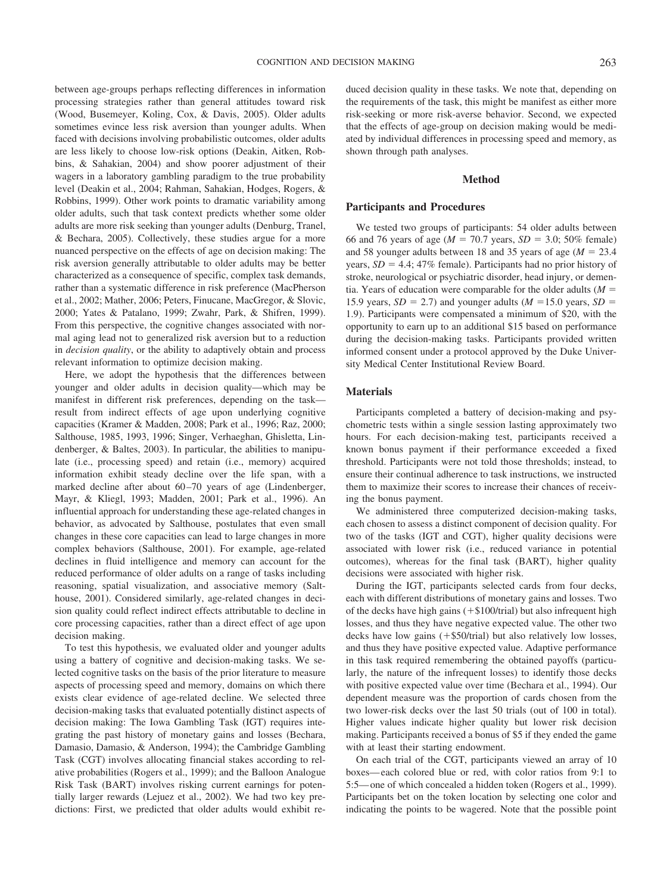between age-groups perhaps reflecting differences in information processing strategies rather than general attitudes toward risk (Wood, Busemeyer, Koling, Cox, & Davis, 2005). Older adults sometimes evince less risk aversion than younger adults. When faced with decisions involving probabilistic outcomes, older adults are less likely to choose low-risk options (Deakin, Aitken, Robbins, & Sahakian, 2004) and show poorer adjustment of their wagers in a laboratory gambling paradigm to the true probability level (Deakin et al., 2004; Rahman, Sahakian, Hodges, Rogers, & Robbins, 1999). Other work points to dramatic variability among older adults, such that task context predicts whether some older adults are more risk seeking than younger adults (Denburg, Tranel, & Bechara, 2005). Collectively, these studies argue for a more nuanced perspective on the effects of age on decision making: The risk aversion generally attributable to older adults may be better characterized as a consequence of specific, complex task demands, rather than a systematic difference in risk preference (MacPherson et al., 2002; Mather, 2006; Peters, Finucane, MacGregor, & Slovic, 2000; Yates & Patalano, 1999; Zwahr, Park, & Shifren, 1999). From this perspective, the cognitive changes associated with normal aging lead not to generalized risk aversion but to a reduction in *decision quality*, or the ability to adaptively obtain and process relevant information to optimize decision making.

Here, we adopt the hypothesis that the differences between younger and older adults in decision quality—which may be manifest in different risk preferences, depending on the task—result from indirect effects of age upon underlying cognitive capacities (Kramer & Madden, 2008; Park et al., 1996; Raz, 2000; Salthouse, 1985, 1993, 1996; Singer, Verhaeghan, Ghisletta, Lindenberger, & Baltes, 2003). In particular, the abilities to manipulate (i.e., processing speed) and retain (i.e., memory) acquired information exhibit steady decline over the life span, with a marked decline after about 60–70 years of age (Lindenberger, Mayr, & Kliegl, 1993; Madden, 2001; Park et al., 1996). An influential approach for understanding these age-related changes in behavior, as advocated by Salthouse, postulates that even small changes in these core capacities can lead to large changes in more complex behaviors (Salthouse, 2001). For example, age-related declines in fluid intelligence and memory can account for the reduced performance of older adults on a range of tasks including reasoning, spatial visualization, and associative memory (Salthouse, 2001). Considered similarly, age-related changes in decision quality could reflect indirect effects attributable to decline in core processing capacities, rather than a direct effect of age upon decision making.

To test this hypothesis, we evaluated older and younger adults using a battery of cognitive and decision-making tasks. We selected cognitive tasks on the basis of the prior literature to measure aspects of processing speed and memory, domains on which there exists clear evidence of age-related decline. We selected three decision-making tasks that evaluated potentially distinct aspects of decision making: The Iowa Gambling Task (IGT) requires integrating the past history of monetary gains and losses (Bechara, Damasio, Damasio, & Anderson, 1994); the Cambridge Gambling Task (CGT) involves allocating financial stakes according to relative probabilities (Rogers et al., 1999); and the Balloon Analogue Risk Task (BART) involves risking current earnings for potentially larger rewards (Lejuez et al., 2002). We had two key predictions: First, we predicted that older adults would exhibit reduced decision quality in these tasks. We note that, depending on the requirements of the task, this might be manifest as either more risk-seeking or more risk-averse behavior. Second, we expected that the effects of age-group on decision making would be mediated by individual differences in processing speed and memory, as shown through path analyses.

## Method

### Participants and Procedures

We tested two groups of participants: 54 older adults between 66 and 76 years of age ($M = 70.7$ years, $SD = 3.0$; 50% female) and 58 younger adults between 18 and 35 years of age ($M = 23.4$ years, $SD = 4.4$; 47% female). Participants had no prior history of stroke, neurological or psychiatric disorder, head injury, or dementia. Years of education were comparable for the older adults ($M = 15.9$ years, $SD = 2.7$) and younger adults ($M = 15.0$ years, $SD = 1.9$). Participants were compensated a minimum of \$20, with the opportunity to earn up to an additional \$15 based on performance during the decision-making tasks. Participants provided written informed consent under a protocol approved by the Duke University Medical Center Institutional Review Board.

### Materials

Participants completed a battery of decision-making and psychometric tests within a single session lasting approximately two hours. For each decision-making test, participants received a known bonus payment if their performance exceeded a fixed threshold. Participants were not told those thresholds; instead, to ensure their continual adherence to task instructions, we instructed them to maximize their scores to increase their chances of receiving the bonus payment.

We administered three computerized decision-making tasks, each chosen to assess a distinct component of decision quality. For two of the tasks (IGT and CGT), higher quality decisions were associated with lower risk (i.e., reduced variance in potential outcomes), whereas for the final task (BART), higher quality decisions were associated with higher risk.

During the IGT, participants selected cards from four decks, each with different distributions of monetary gains and losses. Two of the decks have high gains (+\$100/trial) but also infrequent high losses, and thus they have negative expected value. The other two decks have low gains (+\$50/trial) but also relatively low losses, and thus they have positive expected value. Adaptive performance in this task required remembering the obtained payoffs (particularly, the nature of the infrequent losses) to identify those decks with positive expected value over time (Bechara et al., 1994). Our dependent measure was the proportion of cards chosen from the two lower-risk decks over the last 50 trials (out of 100 in total). Higher values indicate higher quality but lower risk decision making. Participants received a bonus of \$5 if they ended the game with at least their starting endowment.

On each trial of the CGT, participants viewed an array of 10 boxes—each colored blue or red, with color ratios from 9:1 to 5:5—one of which concealed a hidden token (Rogers et al., 1999). Participants bet on the token location by selecting one color and indicating the points to be wagered. Note that the possible point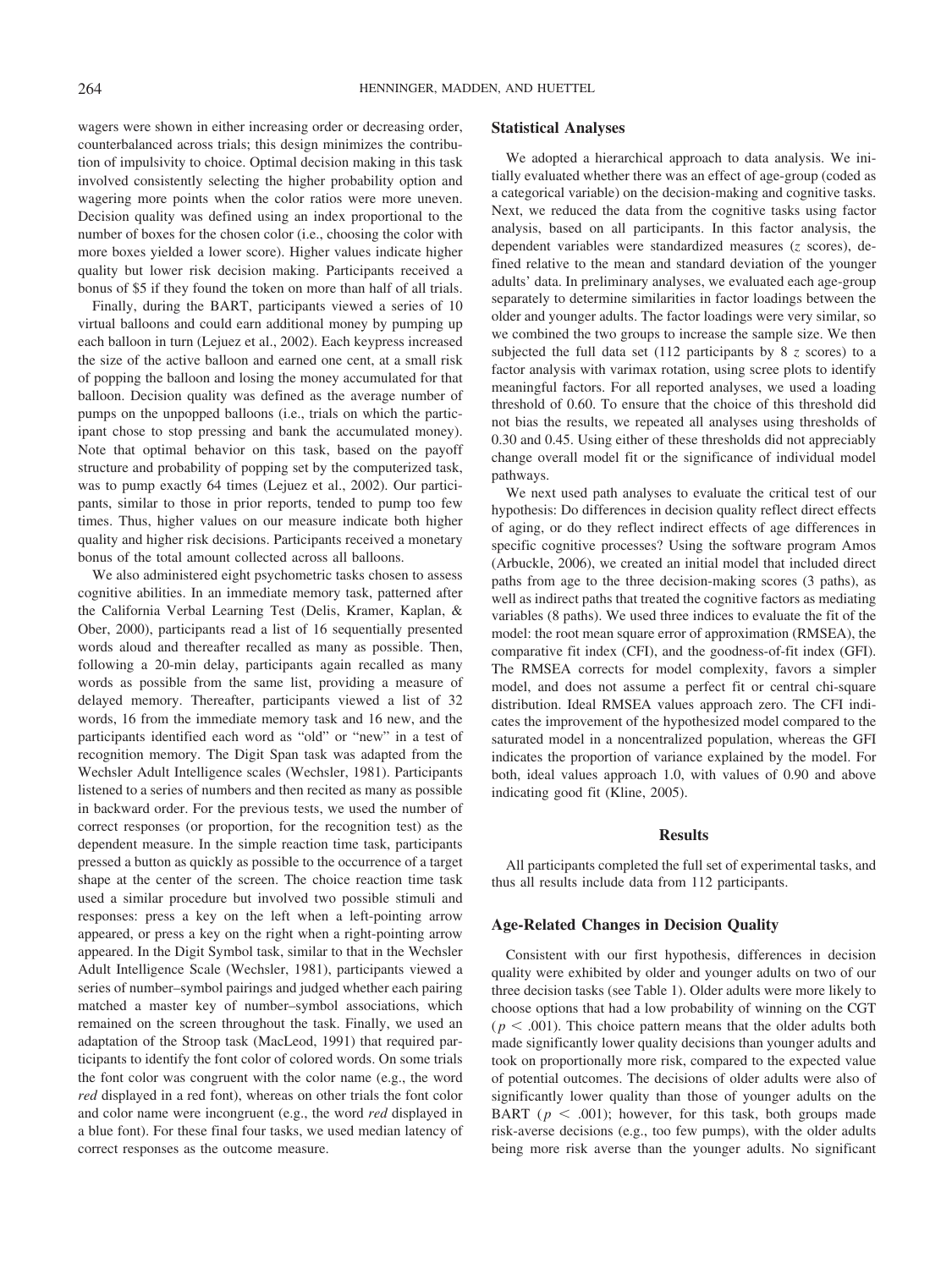wagers were shown in either increasing order or decreasing order, counterbalanced across trials; this design minimizes the contribution of impulsivity to choice. Optimal decision making in this task involved consistently selecting the higher probability option and wagering more points when the color ratios were more uneven. Decision quality was defined using an index proportional to the number of boxes for the chosen color (i.e., choosing the color with more boxes yielded a lower score). Higher values indicate higher quality but lower risk decision making. Participants received a bonus of $5 if they found the token on more than half of all trials.

Finally, during the BART, participants viewed a series of 10 virtual balloons and could earn additional money by pumping up each balloon in turn (Lejuez et al., 2002). Each keypress increased the size of the active balloon and earned one cent, at a small risk of popping the balloon and losing the money accumulated for that balloon. Decision quality was defined as the average number of pumps on the unpopped balloons (i.e., trials on which the participant chose to stop pressing and bank the accumulated money). Note that optimal behavior on this task, based on the payoff structure and probability of popping set by the computerized task, was to pump exactly 64 times (Lejuez et al., 2002). Our participants, similar to those in prior reports, tended to pump too few times. Thus, higher values on our measure indicate both higher quality and higher risk decisions. Participants received a monetary bonus of the total amount collected across all balloons.

We also administered eight psychometric tasks chosen to assess cognitive abilities. In an immediate memory task, patterned after the California Verbal Learning Test (Delis, Kramer, Kaplan, & Ober, 2000), participants read a list of 16 sequentially presented words aloud and thereafter recalled as many as possible. Then, following a 20-min delay, participants again recalled as many words as possible from the same list, providing a measure of delayed memory. Thereafter, participants viewed a list of 32 words, 16 from the immediate memory task and 16 new, and the participants identified each word as "old" or "new" in a test of recognition memory. The Digit Span task was adapted from the Wechsler Adult Intelligence scales (Wechsler, 1981). Participants listened to a series of numbers and then recited as many as possible in backward order. For the previous tests, we used the number of correct responses (or proportion, for the recognition test) as the dependent measure. In the simple reaction time task, participants pressed a button as quickly as possible to the occurrence of a target shape at the center of the screen. The choice reaction time task used a similar procedure but involved two possible stimuli and responses: press a key on the left when a left-pointing arrow appeared, or press a key on the right when a right-pointing arrow appeared. In the Digit Symbol task, similar to that in the Wechsler Adult Intelligence Scale (Wechsler, 1981), participants viewed a series of number–symbol pairings and judged whether each pairing matched a master key of number–symbol associations, which remained on the screen throughout the task. Finally, we used an adaptation of the Stroop task (MacLeod, 1991) that required participants to identify the font color of colored words. On some trials the font color was congruent with the color name (e.g., the word *red* displayed in a red font), whereas on other trials the font color and color name were incongruent (e.g., the word *red* displayed in a blue font). For these final four tasks, we used median latency of correct responses as the outcome measure.

### Statistical Analyses

We adopted a hierarchical approach to data analysis. We initially evaluated whether there was an effect of age-group (coded as a categorical variable) on the decision-making and cognitive tasks. Next, we reduced the data from the cognitive tasks using factor analysis, based on all participants. In this factor analysis, the dependent variables were standardized measures ($z$ scores), defined relative to the mean and standard deviation of the younger adults' data. In preliminary analyses, we evaluated each age-group separately to determine similarities in factor loadings between the older and younger adults. The factor loadings were very similar, so we combined the two groups to increase the sample size. We then subjected the full data set (112 participants by 8 $z$ scores) to a factor analysis with varimax rotation, using scree plots to identify meaningful factors. For all reported analyses, we used a loading threshold of 0.60. To ensure that the choice of this threshold did not bias the results, we repeated all analyses using thresholds of 0.30 and 0.45. Using either of these thresholds did not appreciably change overall model fit or the significance of individual model pathways.

We next used path analyses to evaluate the critical test of our hypothesis: Do differences in decision quality reflect direct effects of aging, or do they reflect indirect effects of age differences in specific cognitive processes? Using the software program Amos (Arbuckle, 2006), we created an initial model that included direct paths from age to the three decision-making scores (3 paths), as well as indirect paths that treated the cognitive factors as mediating variables (8 paths). We used three indices to evaluate the fit of the model: the root mean square error of approximation (RMSEA), the comparative fit index (CFI), and the goodness-of-fit index (GFI). The RMSEA corrects for model complexity, favors a simpler model, and does not assume a perfect fit or central chi-square distribution. Ideal RMSEA values approach zero. The CFI indicates the improvement of the hypothesized model compared to the saturated model in a noncentralized population, whereas the GFI indicates the proportion of variance explained by the model. For both, ideal values approach 1.0, with values of 0.90 and above indicating good fit (Kline, 2005).

## Results

All participants completed the full set of experimental tasks, and thus all results include data from 112 participants.

### Age-Related Changes in Decision Quality

Consistent with our first hypothesis, differences in decision quality were exhibited by older and younger adults on two of our three decision tasks (see Table 1). Older adults were more likely to choose options that had a low probability of winning on the CGT ($p < .001$). This choice pattern means that the older adults both made significantly lower quality decisions than younger adults and took on proportionally more risk, compared to the expected value of potential outcomes. The decisions of older adults were also of significantly lower quality than those of younger adults on the BART ($p < .001$); however, for this task, both groups made risk-averse decisions (e.g., too few pumps), with the older adults being more risk averse than the younger adults. No significant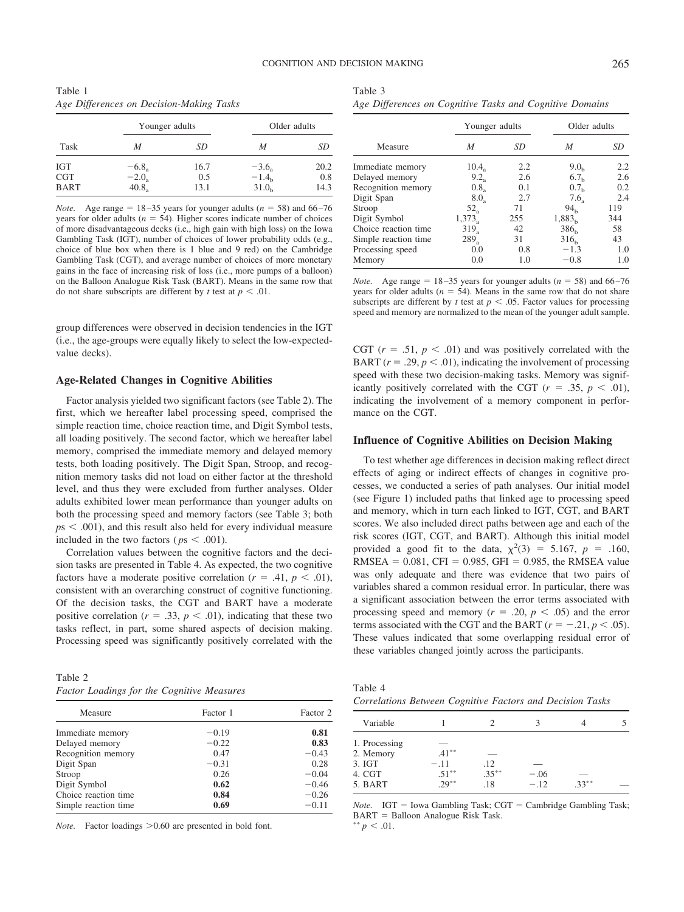Table 1
*Age Differences on Decision-Making Tasks*

| Task | Younger adults | | Older adults | |
|---|---|---|---|---|
| | *M* | *SD* | *M* | *SD* |
| IGT | $-6.8_a$ | 16.7 | $-3.6_a$ | 20.2 |
| CGT | $-2.0_a$ | 0.5 | $-1.4_b$ | 0.8 |
| BART | $40.8_a$ | 13.1 | $31.0_b$ | 14.3 |

*Note.* Age range = 18–35 years for younger adults ($n = 58$) and 66–76 years for older adults ($n = 54$). Higher scores indicate number of choices of more disadvantageous decks (i.e., high gain with high loss) on the Iowa Gambling Task (IGT), number of choices of lower probability odds (e.g., choice of blue box when there is 1 blue and 9 red) on the Cambridge Gambling Task (CGT), and average number of choices of more monetary gains in the face of increasing risk of loss (i.e., more pumps of a balloon) on the Balloon Analogue Risk Task (BART). Means in the same row that do not share subscripts are different by *t* test at $p < .01$.

group differences were observed in decision tendencies in the IGT (i.e., the age-groups were equally likely to select the low-expected-value decks).

## Age-Related Changes in Cognitive Abilities

Factor analysis yielded two significant factors (see Table 2). The first, which we hereafter label processing speed, comprised the simple reaction time, choice reaction time, and Digit Symbol tests, all loading positively. The second factor, which we hereafter label memory, comprised the immediate memory and delayed memory tests, both loading positively. The Digit Span, Stroop, and recognition memory tasks did not load on either factor at the threshold level, and thus they were excluded from further analyses. Older adults exhibited lower mean performance than younger adults on both the processing speed and memory factors (see Table 3; both $ps < .001$), and this result also held for every individual measure included in the two factors ($ps < .001$).

Correlation values between the cognitive factors and the decision tasks are presented in Table 4. As expected, the two cognitive factors have a moderate positive correlation ($r = .41$, $p < .01$), consistent with an overarching construct of cognitive functioning. Of the decision tasks, the CGT and BART have a moderate positive correlation ($r = .33$, $p < .01$), indicating that these two tasks reflect, in part, some shared aspects of decision making. Processing speed was significantly positively correlated with the CGT ($r = .51$, $p < .01$) and was positively correlated with the BART ($r = .29$, $p < .01$), indicating the involvement of processing speed with these two decision-making tasks. Memory was significantly positively correlated with the CGT ($r = .35$, $p < .01$), indicating the involvement of a memory component in performance on the CGT.

Table 2
*Factor Loadings for the Cognitive Measures*

| Measure | Factor 1 | Factor 2 |
|---|---|---|
| Immediate memory | −0.19 | **0.81** |
| Delayed memory | −0.22 | **0.83** |
| Recognition memory | 0.47 | −0.43 |
| Digit Span | −0.31 | 0.28 |
| Stroop | 0.26 | −0.04 |
| Digit Symbol | **0.62** | −0.46 |
| Choice reaction time | **0.84** | −0.26 |
| Simple reaction time | **0.69** | −0.11 |

*Note.* Factor loadings >0.60 are presented in bold font.

Table 3
*Age Differences on Cognitive Tasks and Cognitive Domains*

| Measure | Younger adults | | Older adults | |
|---|---|---|---|---|
| | *M* | *SD* | *M* | *SD* |
| Immediate memory | $10.4_a$ | 2.2 | $9.0_b$ | 2.2 |
| Delayed memory | $9.2_a$ | 2.6 | $6.7_b$ | 2.6 |
| Recognition memory | $0.8_a$ | 0.1 | $0.7_b$ | 0.2 |
| Digit Span | $8.0_a$ | 2.7 | $7.6_a$ | 2.4 |
| Stroop | $52_a$ | 71 | $94_b$ | 119 |
| Digit Symbol | $1{,}373_a$ | 255 | $1{,}883_b$ | 344 |
| Choice reaction time | $319_a$ | 42 | $386_b$ | 58 |
| Simple reaction time | $289_a$ | 31 | $316_b$ | 43 |
| Processing speed | 0.0 | 0.8 | −1.3 | 1.0 |
| Memory | 0.0 | 1.0 | −0.8 | 1.0 |

*Note.* Age range = 18–35 years for younger adults ($n = 58$) and 66–76 years for older adults ($n = 54$). Means in the same row that do not share subscripts are different by *t* test at $p < .05$. Factor values for processing speed and memory are normalized to the mean of the younger adult sample.

## Influence of Cognitive Abilities on Decision Making

To test whether age differences in decision making reflect direct effects of aging or indirect effects of changes in cognitive processes, we conducted a series of path analyses. Our initial model (see Figure 1) included paths that linked age to processing speed and memory, which in turn each linked to IGT, CGT, and BART scores. We also included direct paths between age and each of the risk scores (IGT, CGT, and BART). Although this initial model provided a good fit to the data, $\chi^2(3) = 5.167$, $p = .160$, RMSEA = 0.081, CFI = 0.985, GFI = 0.985, the RMSEA value was only adequate and there was evidence that two pairs of variables shared a common residual error. In particular, there was a significant association between the error terms associated with processing speed and memory ($r = .20$, $p < .05$) and the error terms associated with the CGT and the BART ($r = -.21$, $p < .05$). These values indicated that some overlapping residual error of these variables changed jointly across the participants.

Table 4
*Correlations Between Cognitive Factors and Decision Tasks*

| Variable | 1 | 2 | 3 | 4 | 5 |
|---|---|---|---|---|---|
| 1. Processing | — | | | | |
| 2. Memory | .41** | — | | | |
| 3. IGT | −.11 | .12 | — | | |
| 4. CGT | .51** | .35** | −.06 | — | |
| 5. BART | .29** | .18 | −.12 | .33** | — |

*Note.* IGT = Iowa Gambling Task; CGT = Cambridge Gambling Task; BART = Balloon Analogue Risk Task.
** $p < .01$.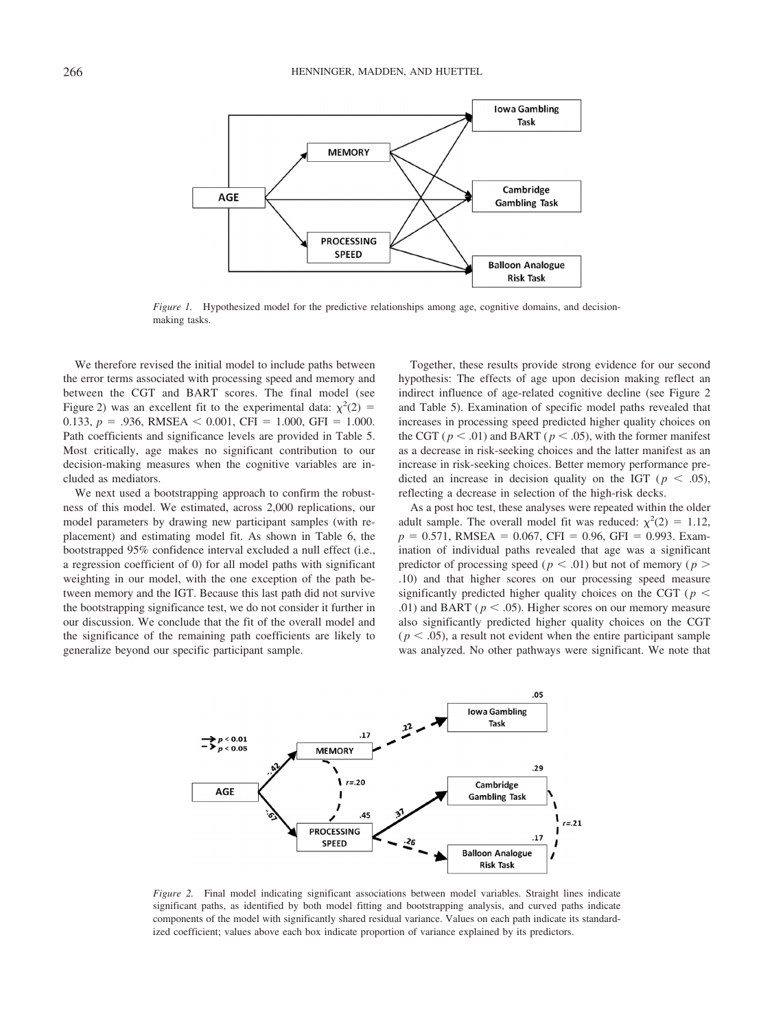*Figure 1.* Hypothesized model for the predictive relationships among age, cognitive domains, and decision-making tasks.

We therefore revised the initial model to include paths between the error terms associated with processing speed and memory and between the CGT and BART scores. The final model (see Figure 2) was an excellent fit to the experimental data: $\chi^2(2) = 0.133$, $p = .936$, RMSEA $< 0.001$, CFI $= 1.000$, GFI $= 1.000$. Path coefficients and significance levels are provided in Table 5. Most critically, age makes no significant contribution to our decision-making measures when the cognitive variables are included as mediators.

We next used a bootstrapping approach to confirm the robustness of this model. We estimated, across 2,000 replications, our model parameters by drawing new participant samples (with replacement) and estimating model fit. As shown in Table 6, the bootstrapped 95% confidence interval excluded a null effect (i.e., a regression coefficient of 0) for all model paths with significant weighting in our model, with the one exception of the path between memory and the IGT. Because this last path did not survive the bootstrapping significance test, we do not consider it further in our discussion. We conclude that the fit of the overall model and the significance of the remaining path coefficients are likely to generalize beyond our specific participant sample.

Together, these results provide strong evidence for our second hypothesis: The effects of age upon decision making reflect an indirect influence of age-related cognitive decline (see Figure 2 and Table 5). Examination of specific model paths revealed that increases in processing speed predicted higher quality choices on the CGT ($p < .01$) and BART ($p < .05$), with the former manifest as a decrease in risk-seeking choices and the latter manifest as an increase in risk-seeking choices. Better memory performance predicted an increase in decision quality on the IGT ($p < .05$), reflecting a decrease in selection of the high-risk decks.

As a post hoc test, these analyses were repeated within the older adult sample. The overall model fit was reduced: $\chi^2(2) = 1.12$, $p = 0.571$, RMSEA $= 0.067$, CFI $= 0.96$, GFI $= 0.993$. Examination of individual paths revealed that age was a significant predictor of processing speed ($p < .01$) but not of memory ($p > .10$) and that higher scores on our processing speed measure significantly predicted higher quality choices on the CGT ($p < .01$) and BART ($p < .05$). Higher scores on our memory measure also significantly predicted higher quality choices on the CGT ($p < .05$), a result not evident when the entire participant sample was analyzed. No other pathways were significant. We note that

*Figure 2.* Final model indicating significant associations between model variables. Straight lines indicate significant paths, as identified by both model fitting and bootstrapping analysis, and curved paths indicate components of the model with significantly shared residual variance. Values on each path indicate its standardized coefficient; values above each box indicate proportion of variance explained by its predictors.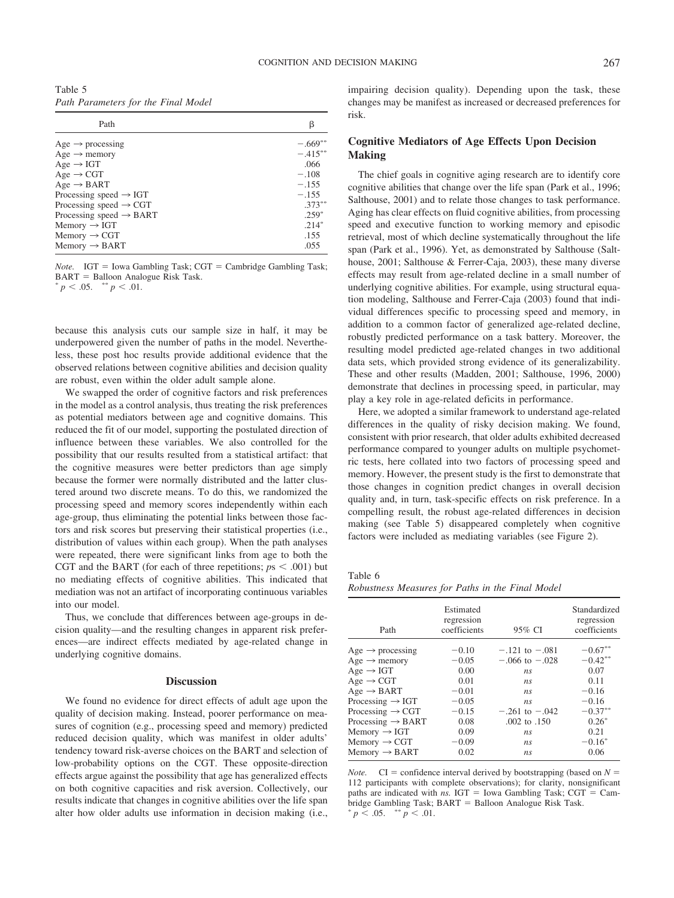Table 5
*Path Parameters for the Final Model*

| Path | β |
|---|---|
| Age → processing | −.669** |
| Age → memory | −.415** |
| Age → IGT | .066 |
| Age → CGT | −.108 |
| Age → BART | −.155 |
| Processing speed → IGT | −.155 |
| Processing speed → CGT | .373** |
| Processing speed → BART | .259* |
| Memory → IGT | .214* |
| Memory → CGT | .155 |
| Memory → BART | .055 |

*Note.* IGT = Iowa Gambling Task; CGT = Cambridge Gambling Task; BART = Balloon Analogue Risk Task.
* $p < .05$. ** $p < .01$.

because this analysis cuts our sample size in half, it may be underpowered given the number of paths in the model. Nevertheless, these post hoc results provide additional evidence that the observed relations between cognitive abilities and decision quality are robust, even within the older adult sample alone.

We swapped the order of cognitive factors and risk preferences in the model as a control analysis, thus treating the risk preferences as potential mediators between age and cognitive domains. This reduced the fit of our model, supporting the postulated direction of influence between these variables. We also controlled for the possibility that our results resulted from a statistical artifact: that the cognitive measures were better predictors than age simply because the former were normally distributed and the latter clustered around two discrete means. To do this, we randomized the processing speed and memory scores independently within each age-group, thus eliminating the potential links between those factors and risk scores but preserving their statistical properties (i.e., distribution of values within each group). When the path analyses were repeated, there were significant links from age to both the CGT and the BART (for each of three repetitions; $ps < .001$) but no mediating effects of cognitive abilities. This indicated that mediation was not an artifact of incorporating continuous variables into our model.

Thus, we conclude that differences between age-groups in decision quality—and the resulting changes in apparent risk preferences—are indirect effects mediated by age-related change in underlying cognitive domains.

## Discussion

We found no evidence for direct effects of adult age upon the quality of decision making. Instead, poorer performance on measures of cognition (e.g., processing speed and memory) predicted reduced decision quality, which was manifest in older adults' tendency toward risk-averse choices on the BART and selection of low-probability options on the CGT. These opposite-direction effects argue against the possibility that age has generalized effects on both cognitive capacities and risk aversion. Collectively, our results indicate that changes in cognitive abilities over the life span alter how older adults use information in decision making (i.e., impairing decision quality). Depending upon the task, these changes may be manifest as increased or decreased preferences for risk.

### Cognitive Mediators of Age Effects Upon Decision Making

The chief goals in cognitive aging research are to identify core cognitive abilities that change over the life span (Park et al., 1996; Salthouse, 2001) and to relate those changes to task performance. Aging has clear effects on fluid cognitive abilities, from processing speed and executive function to working memory and episodic retrieval, most of which decline systematically throughout the life span (Park et al., 1996). Yet, as demonstrated by Salthouse (Salthouse, 2001; Salthouse & Ferrer-Caja, 2003), these many diverse effects may result from age-related decline in a small number of underlying cognitive abilities. For example, using structural equation modeling, Salthouse and Ferrer-Caja (2003) found that individual differences specific to processing speed and memory, in addition to a common factor of generalized age-related decline, robustly predicted performance on a task battery. Moreover, the resulting model predicted age-related changes in two additional data sets, which provided strong evidence of its generalizability. These and other results (Madden, 2001; Salthouse, 1996, 2000) demonstrate that declines in processing speed, in particular, may play a key role in age-related deficits in performance.

Here, we adopted a similar framework to understand age-related differences in the quality of risky decision making. We found, consistent with prior research, that older adults exhibited decreased performance compared to younger adults on multiple psychometric tests, here collated into two factors of processing speed and memory. However, the present study is the first to demonstrate that those changes in cognition predict changes in overall decision quality and, in turn, task-specific effects on risk preference. In a compelling result, the robust age-related differences in decision making (see Table 5) disappeared completely when cognitive factors were included as mediating variables (see Figure 2).

Table 6
*Robustness Measures for Paths in the Final Model*

| Path | Estimated regression coefficients | 95% CI | Standardized regression coefficients |
|---|---|---|---|
| Age → processing | −0.10 | −.121 to −.081 | −0.67** |
| Age → memory | −0.05 | −.066 to −.028 | −0.42** |
| Age → IGT | 0.00 | *ns* | 0.07 |
| Age → CGT | 0.01 | *ns* | 0.11 |
| Age → BART | −0.01 | *ns* | −0.16 |
| Processing → IGT | −0.05 | *ns* | −0.16 |
| Processing → CGT | −0.15 | −.261 to −.042 | −0.37** |
| Processing → BART | 0.08 | .002 to .150 | 0.26* |
| Memory → IGT | 0.09 | *ns* | 0.21 |
| Memory → CGT | −0.09 | *ns* | −0.16* |
| Memory → BART | 0.02 | *ns* | 0.06 |

*Note.* CI = confidence interval derived by bootstrapping (based on $N = 112$ participants with complete observations); for clarity, nonsignificant paths are indicated with *ns.* IGT = Iowa Gambling Task; CGT = Cambridge Gambling Task; BART = Balloon Analogue Risk Task.
* $p < .05$. ** $p < .01$.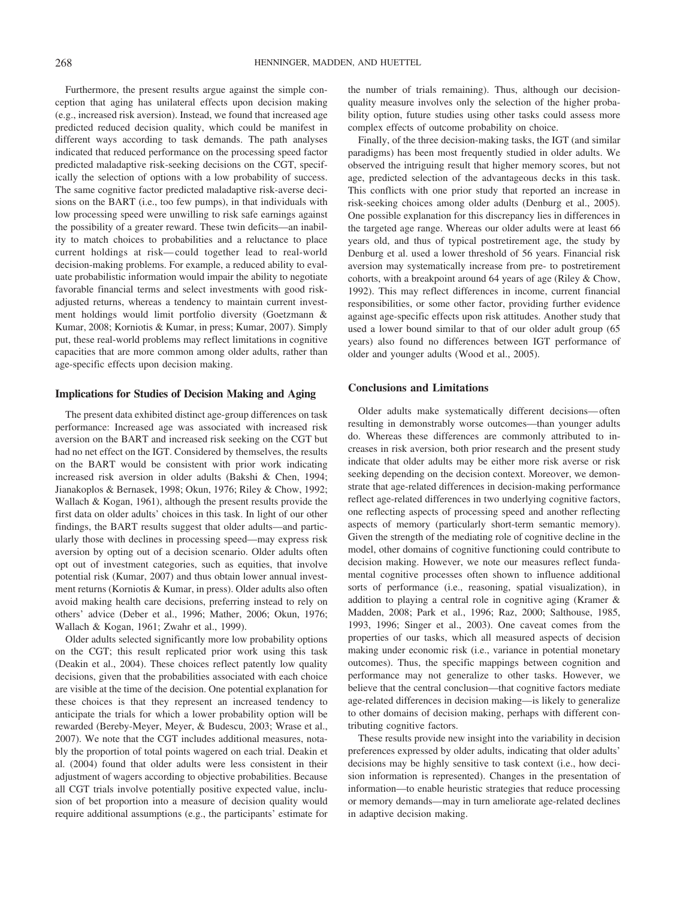Furthermore, the present results argue against the simple conception that aging has unilateral effects upon decision making (e.g., increased risk aversion). Instead, we found that increased age predicted reduced decision quality, which could be manifest in different ways according to task demands. The path analyses indicated that reduced performance on the processing speed factor predicted maladaptive risk-seeking decisions on the CGT, specifically the selection of options with a low probability of success. The same cognitive factor predicted maladaptive risk-averse decisions on the BART (i.e., too few pumps), in that individuals with low processing speed were unwilling to risk safe earnings against the possibility of a greater reward. These twin deficits—an inability to match choices to probabilities and a reluctance to place current holdings at risk—could together lead to real-world decision-making problems. For example, a reduced ability to evaluate probabilistic information would impair the ability to negotiate favorable financial terms and select investments with good risk-adjusted returns, whereas a tendency to maintain current investment holdings would limit portfolio diversity (Goetzmann & Kumar, 2008; Korniotis & Kumar, in press; Kumar, 2007). Simply put, these real-world problems may reflect limitations in cognitive capacities that are more common among older adults, rather than age-specific effects upon decision making.

### Implications for Studies of Decision Making and Aging

The present data exhibited distinct age-group differences on task performance: Increased age was associated with increased risk aversion on the BART and increased risk seeking on the CGT but had no net effect on the IGT. Considered by themselves, the results on the BART would be consistent with prior work indicating increased risk aversion in older adults (Bakshi & Chen, 1994; Jianakoplos & Bernasek, 1998; Okun, 1976; Riley & Chow, 1992; Wallach & Kogan, 1961), although the present results provide the first data on older adults' choices in this task. In light of our other findings, the BART results suggest that older adults—and particularly those with declines in processing speed—may express risk aversion by opting out of a decision scenario. Older adults often opt out of investment categories, such as equities, that involve potential risk (Kumar, 2007) and thus obtain lower annual investment returns (Korniotis & Kumar, in press). Older adults also often avoid making health care decisions, preferring instead to rely on others' advice (Deber et al., 1996; Mather, 2006; Okun, 1976; Wallach & Kogan, 1961; Zwahr et al., 1999).

Older adults selected significantly more low probability options on the CGT; this result replicated prior work using this task (Deakin et al., 2004). These choices reflect patently low quality decisions, given that the probabilities associated with each choice are visible at the time of the decision. One potential explanation for these choices is that they represent an increased tendency to anticipate the trials for which a lower probability option will be rewarded (Bereby-Meyer, Meyer, & Budescu, 2003; Wrase et al., 2007). We note that the CGT includes additional measures, notably the proportion of total points wagered on each trial. Deakin et al. (2004) found that older adults were less consistent in their adjustment of wagers according to objective probabilities. Because all CGT trials involve potentially positive expected value, inclusion of bet proportion into a measure of decision quality would require additional assumptions (e.g., the participants' estimate for the number of trials remaining). Thus, although our decision-quality measure involves only the selection of the higher probability option, future studies using other tasks could assess more complex effects of outcome probability on choice.

Finally, of the three decision-making tasks, the IGT (and similar paradigms) has been most frequently studied in older adults. We observed the intriguing result that higher memory scores, but not age, predicted selection of the advantageous decks in this task. This conflicts with one prior study that reported an increase in risk-seeking choices among older adults (Denburg et al., 2005). One possible explanation for this discrepancy lies in differences in the targeted age range. Whereas our older adults were at least 66 years old, and thus of typical postretirement age, the study by Denburg et al. used a lower threshold of 56 years. Financial risk aversion may systematically increase from pre- to postretirement cohorts, with a breakpoint around 64 years of age (Riley & Chow, 1992). This may reflect differences in income, current financial responsibilities, or some other factor, providing further evidence against age-specific effects upon risk attitudes. Another study that used a lower bound similar to that of our older adult group (65 years) also found no differences between IGT performance of older and younger adults (Wood et al., 2005).

### Conclusions and Limitations

Older adults make systematically different decisions—often resulting in demonstrably worse outcomes—than younger adults do. Whereas these differences are commonly attributed to increases in risk aversion, both prior research and the present study indicate that older adults may be either more risk averse or risk seeking depending on the decision context. Moreover, we demonstrate that age-related differences in decision-making performance reflect age-related differences in two underlying cognitive factors, one reflecting aspects of processing speed and another reflecting aspects of memory (particularly short-term semantic memory). Given the strength of the mediating role of cognitive decline in the model, other domains of cognitive functioning could contribute to decision making. However, we note our measures reflect fundamental cognitive processes often shown to influence additional sorts of performance (i.e., reasoning, spatial visualization), in addition to playing a central role in cognitive aging (Kramer & Madden, 2008; Park et al., 1996; Raz, 2000; Salthouse, 1985, 1993, 1996; Singer et al., 2003). One caveat comes from the properties of our tasks, which all measured aspects of decision making under economic risk (i.e., variance in potential monetary outcomes). Thus, the specific mappings between cognition and performance may not generalize to other tasks. However, we believe that the central conclusion—that cognitive factors mediate age-related differences in decision making—is likely to generalize to other domains of decision making, perhaps with different contributing cognitive factors.

These results provide new insight into the variability in decision preferences expressed by older adults, indicating that older adults' decisions may be highly sensitive to task context (i.e., how decision information is represented). Changes in the presentation of information—to enable heuristic strategies that reduce processing or memory demands—may in turn ameliorate age-related declines in adaptive decision making.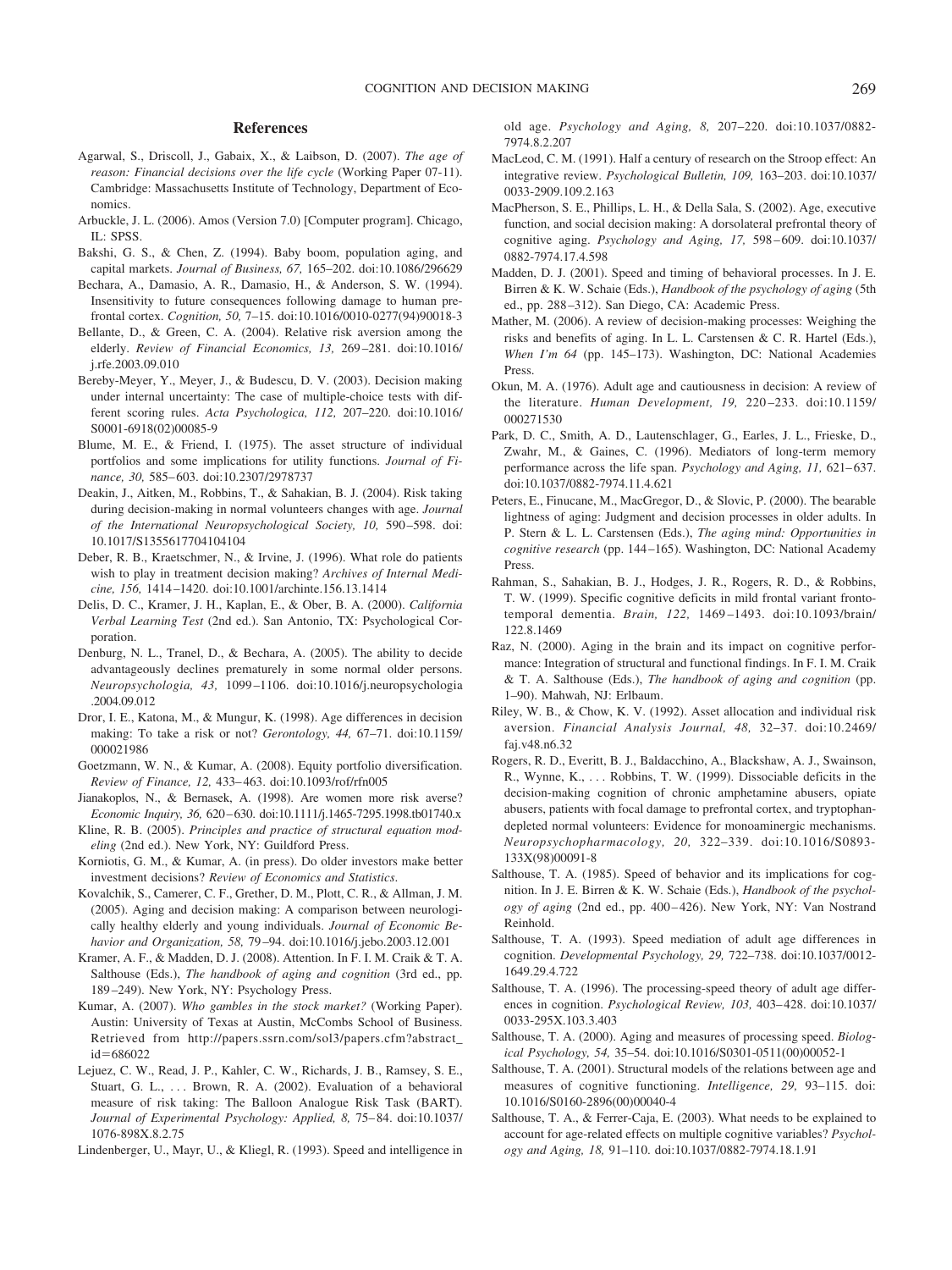## References

Agarwal, S., Driscoll, J., Gabaix, X., & Laibson, D. (2007). *The age of reason: Financial decisions over the life cycle* (Working Paper 07-11). Cambridge: Massachusetts Institute of Technology, Department of Economics.

Arbuckle, J. L. (2006). Amos (Version 7.0) [Computer program]. Chicago, IL: SPSS.

Bakshi, G. S., & Chen, Z. (1994). Baby boom, population aging, and capital markets. *Journal of Business, 67,* 165–202. doi:10.1086/296629

Bechara, A., Damasio, A. R., Damasio, H., & Anderson, S. W. (1994). Insensitivity to future consequences following damage to human prefrontal cortex. *Cognition, 50,* 7–15. doi:10.1016/0010-0277(94)90018-3

Bellante, D., & Green, C. A. (2004). Relative risk aversion among the elderly. *Review of Financial Economics, 13,* 269–281. doi:10.1016/j.rfe.2003.09.010

Bereby-Meyer, Y., Meyer, J., & Budescu, D. V. (2003). Decision making under internal uncertainty: The case of multiple-choice tests with different scoring rules. *Acta Psychologica, 112,* 207–220. doi:10.1016/S0001-6918(02)00085-9

Blume, M. E., & Friend, I. (1975). The asset structure of individual portfolios and some implications for utility functions. *Journal of Finance, 30,* 585–603. doi:10.2307/2978737

Deakin, J., Aitken, M., Robbins, T., & Sahakian, B. J. (2004). Risk taking during decision-making in normal volunteers changes with age. *Journal of the International Neuropsychological Society, 10,* 590–598. doi:10.1017/S1355617704104104

Deber, R. B., Kraetschmer, N., & Irvine, J. (1996). What role do patients wish to play in treatment decision making? *Archives of Internal Medicine, 156,* 1414–1420. doi:10.1001/archinte.156.13.1414

Delis, D. C., Kramer, J. H., Kaplan, E., & Ober, B. A. (2000). *California Verbal Learning Test* (2nd ed.). San Antonio, TX: Psychological Corporation.

Denburg, N. L., Tranel, D., & Bechara, A. (2005). The ability to decide advantageously declines prematurely in some normal older persons. *Neuropsychologia, 43,* 1099–1106. doi:10.1016/j.neuropsychologia.2004.09.012

Dror, I. E., Katona, M., & Mungur, K. (1998). Age differences in decision making: To take a risk or not? *Gerontology, 44,* 67–71. doi:10.1159/000021986

Goetzmann, W. N., & Kumar, A. (2008). Equity portfolio diversification. *Review of Finance, 12,* 433–463. doi:10.1093/rof/rfn005

Jianakoplos, N., & Bernasek, A. (1998). Are women more risk averse? *Economic Inquiry, 36,* 620–630. doi:10.1111/j.1465-7295.1998.tb01740.x

Kline, R. B. (2005). *Principles and practice of structural equation modeling* (2nd ed.). New York, NY: Guildford Press.

Korniotis, G. M., & Kumar, A. (in press). Do older investors make better investment decisions? *Review of Economics and Statistics*.

Kovalchik, S., Camerer, C. F., Grether, D. M., Plott, C. R., & Allman, J. M. (2005). Aging and decision making: A comparison between neurologically healthy elderly and young individuals. *Journal of Economic Behavior and Organization, 58,* 79–94. doi:10.1016/j.jebo.2003.12.001

Kramer, A. F., & Madden, D. J. (2008). Attention. In F. I. M. Craik & T. A. Salthouse (Eds.), *The handbook of aging and cognition* (3rd ed., pp. 189–249). New York, NY: Psychology Press.

Kumar, A. (2007). *Who gambles in the stock market?* (Working Paper). Austin: University of Texas at Austin, McCombs School of Business. Retrieved from http://papers.ssrn.com/sol3/papers.cfm?abstract_id=686022

Lejuez, C. W., Read, J. P., Kahler, C. W., Richards, J. B., Ramsey, S. E., Stuart, G. L., . . . Brown, R. A. (2002). Evaluation of a behavioral measure of risk taking: The Balloon Analogue Risk Task (BART). *Journal of Experimental Psychology: Applied, 8,* 75–84. doi:10.1037/1076-898X.8.2.75

Lindenberger, U., Mayr, U., & Kliegl, R. (1993). Speed and intelligence in old age. *Psychology and Aging, 8,* 207–220. doi:10.1037/0882-7974.8.2.207

MacLeod, C. M. (1991). Half a century of research on the Stroop effect: An integrative review. *Psychological Bulletin, 109,* 163–203. doi:10.1037/0033-2909.109.2.163

MacPherson, S. E., Phillips, L. H., & Della Sala, S. (2002). Age, executive function, and social decision making: A dorsolateral prefrontal theory of cognitive aging. *Psychology and Aging, 17,* 598–609. doi:10.1037/0882-7974.17.4.598

Madden, D. J. (2001). Speed and timing of behavioral processes. In J. E. Birren & K. W. Schaie (Eds.), *Handbook of the psychology of aging* (5th ed., pp. 288–312). San Diego, CA: Academic Press.

Mather, M. (2006). A review of decision-making processes: Weighing the risks and benefits of aging. In L. L. Carstensen & C. R. Hartel (Eds.), *When I'm 64* (pp. 145–173). Washington, DC: National Academies Press.

Okun, M. A. (1976). Adult age and cautiousness in decision: A review of the literature. *Human Development, 19,* 220–233. doi:10.1159/000271530

Park, D. C., Smith, A. D., Lautenschlager, G., Earles, J. L., Frieske, D., Zwahr, M., & Gaines, C. (1996). Mediators of long-term memory performance across the life span. *Psychology and Aging, 11,* 621–637. doi:10.1037/0882-7974.11.4.621

Peters, E., Finucane, M., MacGregor, D., & Slovic, P. (2000). The bearable lightness of aging: Judgment and decision processes in older adults. In P. Stern & L. L. Carstensen (Eds.), *The aging mind: Opportunities in cognitive research* (pp. 144–165). Washington, DC: National Academy Press.

Rahman, S., Sahakian, B. J., Hodges, J. R., Rogers, R. D., & Robbins, T. W. (1999). Specific cognitive deficits in mild frontal variant frontotemporal dementia. *Brain, 122,* 1469–1493. doi:10.1093/brain/122.8.1469

Raz, N. (2000). Aging in the brain and its impact on cognitive performance: Integration of structural and functional findings. In F. I. M. Craik & T. A. Salthouse (Eds.), *The handbook of aging and cognition* (pp. 1–90). Mahwah, NJ: Erlbaum.

Riley, W. B., & Chow, K. V. (1992). Asset allocation and individual risk aversion. *Financial Analysis Journal, 48,* 32–37. doi:10.2469/faj.v48.n6.32

Rogers, R. D., Everitt, B. J., Baldacchino, A., Blackshaw, A. J., Swainson, R., Wynne, K., . . . Robbins, T. W. (1999). Dissociable deficits in the decision-making cognition of chronic amphetamine abusers, opiate abusers, patients with focal damage to prefrontal cortex, and tryptophan-depleted normal volunteers: Evidence for monoaminergic mechanisms. *Neuropsychopharmacology, 20,* 322–339. doi:10.1016/S0893-133X(98)00091-8

Salthouse, T. A. (1985). Speed of behavior and its implications for cognition. In J. E. Birren & K. W. Schaie (Eds.), *Handbook of the psychology of aging* (2nd ed., pp. 400–426). New York, NY: Van Nostrand Reinhold.

Salthouse, T. A. (1993). Speed mediation of adult age differences in cognition. *Developmental Psychology, 29,* 722–738. doi:10.1037/0012-1649.29.4.722

Salthouse, T. A. (1996). The processing-speed theory of adult age differences in cognition. *Psychological Review, 103,* 403–428. doi:10.1037/0033-295X.103.3.403

Salthouse, T. A. (2000). Aging and measures of processing speed. *Biological Psychology, 54,* 35–54. doi:10.1016/S0301-0511(00)00052-1

Salthouse, T. A. (2001). Structural models of the relations between age and measures of cognitive functioning. *Intelligence, 29,* 93–115. doi:10.1016/S0160-2896(00)00040-4

Salthouse, T. A., & Ferrer-Caja, E. (2003). What needs to be explained to account for age-related effects on multiple cognitive variables? *Psychology and Aging, 18,* 91–110. doi:10.1037/0882-7974.18.1.91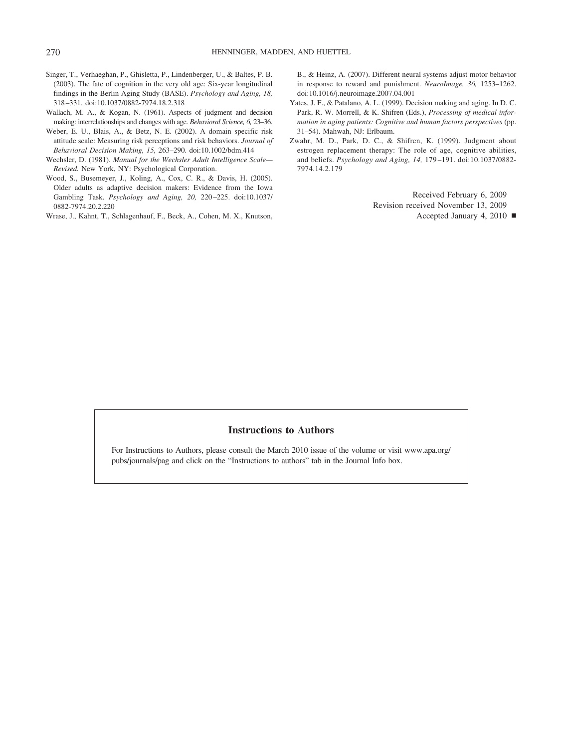Singer, T., Verhaeghan, P., Ghisletta, P., Lindenberger, U., & Baltes, P. B. (2003). The fate of cognition in the very old age: Six-year longitudinal findings in the Berlin Aging Study (BASE). *Psychology and Aging, 18,* 318–331. doi:10.1037/0882-7974.18.2.318

Wallach, M. A., & Kogan, N. (1961). Aspects of judgment and decision making: interrelationships and changes with age. *Behavioral Science, 6,* 23–36.

Weber, E. U., Blais, A., & Betz, N. E. (2002). A domain specific risk attitude scale: Measuring risk perceptions and risk behaviors. *Journal of Behavioral Decision Making, 15,* 263–290. doi:10.1002/bdm.414

Wechsler, D. (1981). *Manual for the Wechsler Adult Intelligence Scale—Revised.* New York, NY: Psychological Corporation.

Wood, S., Busemeyer, J., Koling, A., Cox, C. R., & Davis, H. (2005). Older adults as adaptive decision makers: Evidence from the Iowa Gambling Task. *Psychology and Aging, 20,* 220–225. doi:10.1037/0882-7974.20.2.220

Wrase, J., Kahnt, T., Schlagenhauf, F., Beck, A., Cohen, M. X., Knutson, B., & Heinz, A. (2007). Different neural systems adjust motor behavior in response to reward and punishment. *NeuroImage, 36,* 1253–1262. doi:10.1016/j.neuroimage.2007.04.001

Yates, J. F., & Patalano, A. L. (1999). Decision making and aging. In D. C. Park, R. W. Morrell, & K. Shifren (Eds.), *Processing of medical information in aging patients: Cognitive and human factors perspectives* (pp. 31–54). Mahwah, NJ: Erlbaum.

Zwahr, M. D., Park, D. C., & Shifren, K. (1999). Judgment about estrogen replacement therapy: The role of age, cognitive abilities, and beliefs. *Psychology and Aging, 14,* 179–191. doi:10.1037/0882-7974.14.2.179

Received February 6, 2009
Revision received November 13, 2009
Accepted January 4, 2010 ■

## Instructions to Authors

For Instructions to Authors, please consult the March 2010 issue of the volume or visit www.apa.org/pubs/journals/pag and click on the "Instructions to authors" tab in the Journal Info box.